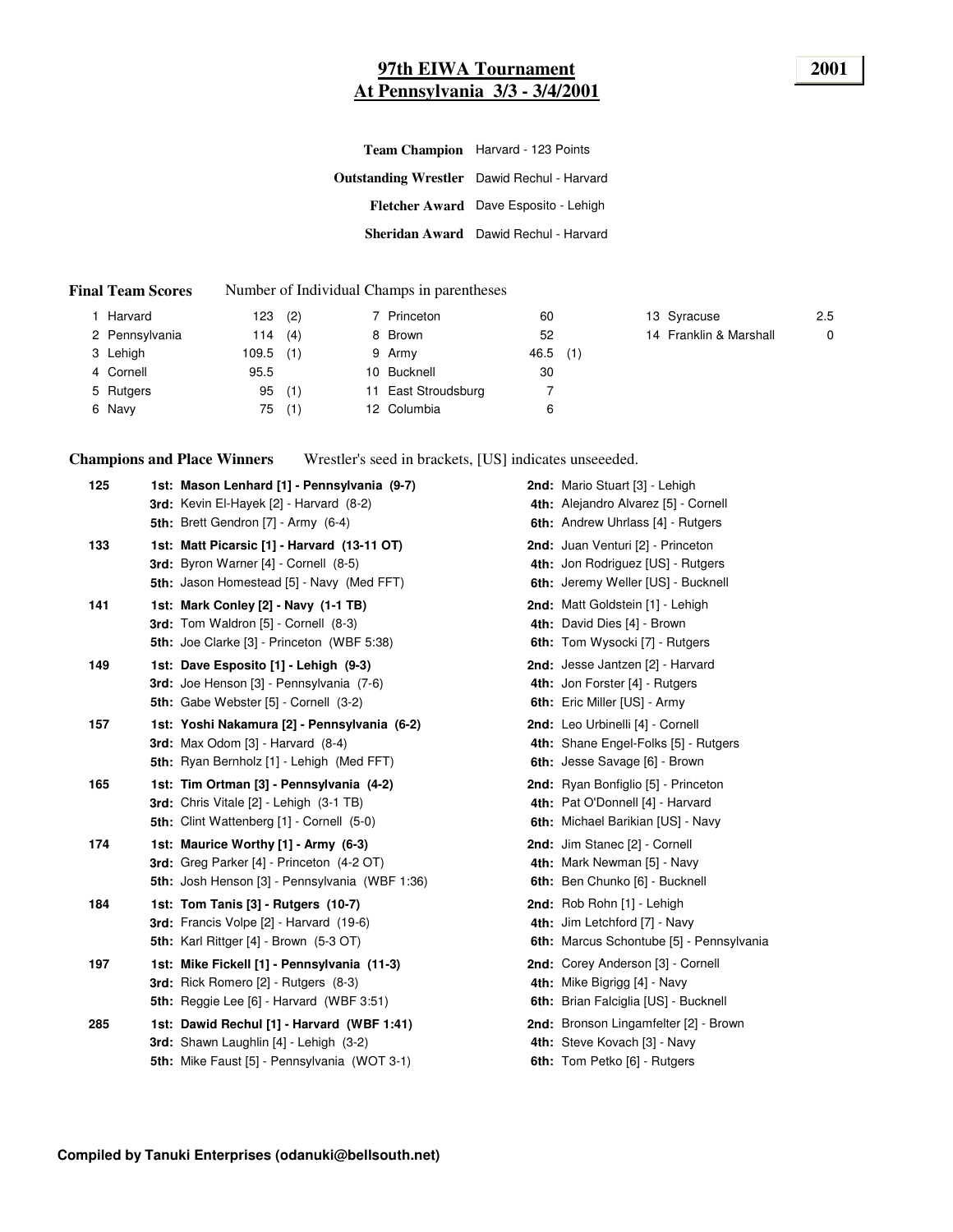# 97th EWIA Tournament

## At Pennsylvania 3/3 - 3/4/2001

**2001**

**Team Champion** Harvard - 123 Points

**Outstanding Wrestler** Dawid Rechul - Harvard

**Fletcher Award** Dave Esposito - Lehigh

**Sheridan Award** Dawid Rechul - Harvard

**Final Team Scores** Number of Individual Champs in parentheses

| Rank | Team | Score | Champs |
|---|---|---|---|
| 1 | Harvard | 123 | (2) |
| 2 | Pennsylvania | 114 | (4) |
| 3 | Lehigh | 109.5 | (1) |
| 4 | Cornell | 95.5 | |
| 5 | Rutgers | 95 | (1) |
| 6 | Navy | 75 | (1) |
| 7 | Princeton | 60 | |
| 8 | Brown | 52 | |
| 9 | Army | 46.5 | (1) |
| 10 | Bucknell | 30 | |
| 11 | East Stroudsburg | 7 | |
| 12 | Columbia | 6 | |
| 13 | Syracuse | 2.5 | |
| 14 | Franklin & Marshall | 0 | |

**Champions and Place Winners** Wrestler's seed in brackets, [US] indicates unseeeded.

**125**
- **1st: Mason Lenhard [1] - Pennsylvania (9-7)**
- **2nd:** Mario Stuart [3] - Lehigh
- **3rd:** Kevin El-Hayek [2] - Harvard (8-2)
- **4th:** Alejandro Alvarez [5] - Cornell
- **5th:** Brett Gendron [7] - Army (6-4)
- **6th:** Andrew Uhrlass [4] - Rutgers

**133**
- **1st: Matt Picarsic [1] - Harvard (13-11 OT)**
- **2nd:** Juan Venturi [2] - Princeton
- **3rd:** Byron Warner [4] - Cornell (8-5)
- **4th:** Jon Rodriguez [US] - Rutgers
- **5th:** Jason Homestead [5] - Navy (Med FFT)
- **6th:** Jeremy Weller [US] - Bucknell

**141**
- **1st: Mark Conley [2] - Navy (1-1 TB)**
- **2nd:** Matt Goldstein [1] - Lehigh
- **3rd:** Tom Waldron [5] - Cornell (8-3)
- **4th:** David Dies [4] - Brown
- **5th:** Joe Clarke [3] - Princeton (WBF 5:38)
- **6th:** Tom Wysocki [7] - Rutgers

**149**
- **1st: Dave Esposito [1] - Lehigh (9-3)**
- **2nd:** Jesse Jantzen [2] - Harvard
- **3rd:** Joe Henson [3] - Pennsylvania (7-6)
- **4th:** Jon Forster [4] - Rutgers
- **5th:** Gabe Webster [5] - Cornell (3-2)
- **6th:** Eric Miller [US] - Army

**157**
- **1st: Yoshi Nakamura [2] - Pennsylvania (6-2)**
- **2nd:** Leo Urbinelli [4] - Cornell
- **3rd:** Max Odom [3] - Harvard (8-4)
- **4th:** Shane Engel-Folks [5] - Rutgers
- **5th:** Ryan Bernholz [1] - Lehigh (Med FFT)
- **6th:** Jesse Savage [6] - Brown

**165**
- **1st: Tim Ortman [3] - Pennsylvania (4-2)**
- **2nd:** Ryan Bonfiglio [5] - Princeton
- **3rd:** Chris Vitale [2] - Lehigh (3-1 TB)
- **4th:** Pat O'Donnell [4] - Harvard
- **5th:** Clint Wattenberg [1] - Cornell (5-0)
- **6th:** Michael Barikian [US] - Navy

**174**
- **1st: Maurice Worthy [1] - Army (6-3)**
- **2nd:** Jim Stanec [2] - Cornell
- **3rd:** Greg Parker [4] - Princeton (4-2 OT)
- **4th:** Mark Newman [5] - Navy
- **5th:** Josh Henson [3] - Pennsylvania (WBF 1:36)
- **6th:** Ben Chunko [6] - Bucknell

**184**
- **1st: Tom Tanis [3] - Rutgers (10-7)**
- **2nd:** Rob Rohn [1] - Lehigh
- **3rd:** Francis Volpe [2] - Harvard (19-6)
- **4th:** Jim Letchford [7] - Navy
- **5th:** Karl Rittger [4] - Brown (5-3 OT)
- **6th:** Marcus Schontube [5] - Pennsylvania

**197**
- **1st: Mike Fickell [1] - Pennsylvania (11-3)**
- **2nd:** Corey Anderson [3] - Cornell
- **3rd:** Rick Romero [2] - Rutgers (8-3)
- **4th:** Mike Bigrigg [4] - Navy
- **5th:** Reggie Lee [6] - Harvard (WBF 3:51)
- **6th:** Brian Falciglia [US] - Bucknell

**285**
- **1st: Dawid Rechul [1] - Harvard (WBF 1:41)**
- **2nd:** Bronson Lingamfelter [2] - Brown
- **3rd:** Shawn Laughlin [4] - Lehigh (3-2)
- **4th:** Steve Kovach [3] - Navy
- **5th:** Mike Faust [5] - Pennsylvania (WOT 3-1)
- **6th:** Tom Petko [6] - Rutgers

**Compiled by Tanuki Enterprises (odanuki@bellsouth.net)**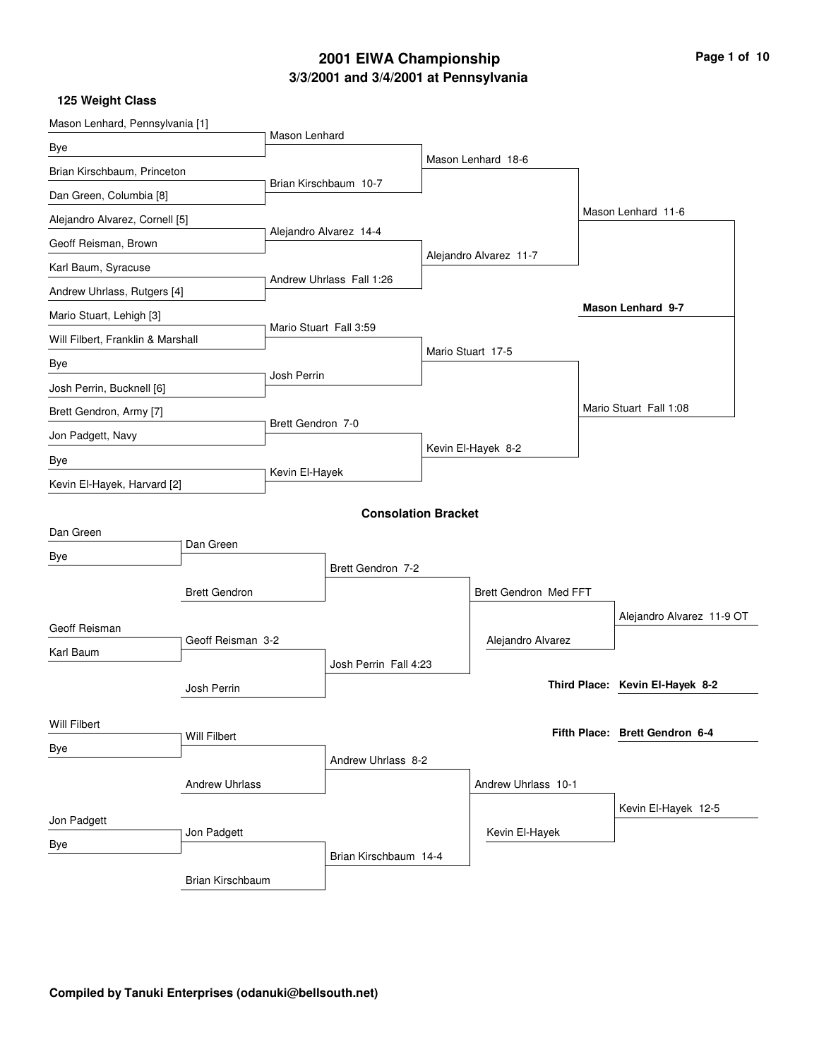# 2001 EIWA Championship

## 3/3/2001 and 3/4/2001 at Pennsylvania

### 125 Weight Class

**Championship Bracket**

| First Round | Quarterfinals | Semifinals | Finals |
|---|---|---|---|
| Mason Lenhard, Pennsylvania [1] vs. Bye | Mason Lenhard | Mason Lenhard 18-6 | Mason Lenhard 11-6 |
| Brian Kirschbaum, Princeton vs. Dan Green, Columbia [8] | Brian Kirschbaum 10-7 | | |
| Alejandro Alvarez, Cornell [5] vs. Geoff Reisman, Brown | Alejandro Alvarez 14-4 | Alejandro Alvarez 11-7 | |
| Karl Baum, Syracuse vs. Andrew Uhrlass, Rutgers [4] | Andrew Uhrlass Fall 1:26 | | |
| Mario Stuart, Lehigh [3] vs. Will Filbert, Franklin & Marshall | Mario Stuart Fall 3:59 | Mario Stuart 17-5 | Mario Stuart Fall 1:08 |
| Bye vs. Josh Perrin, Bucknell [6] | Josh Perrin | | |
| Brett Gendron, Army [7] vs. Jon Padgett, Navy | Brett Gendron 7-0 | Kevin El-Hayek 8-2 | |
| Bye vs. Kevin El-Hayek, Harvard [2] | Kevin El-Hayek | | |

**Champion: Mason Lenhard 9-7**

### Consolation Bracket

| Round 1 | Round 2 | Round 3 | Round 4 | Round 5 |
|---|---|---|---|---|
| Dan Green vs. Bye | Dan Green vs. Brett Gendron | Brett Gendron 7-2 | Brett Gendron Med FFT (vs. Alejandro Alvarez) | Alejandro Alvarez 11-9 OT |
| Geoff Reisman vs. Karl Baum | Geoff Reisman 3-2 vs. Josh Perrin | Josh Perrin Fall 4:23 | | |
| Will Filbert vs. Bye | Will Filbert vs. Andrew Uhrlass | Andrew Uhrlass 8-2 | Andrew Uhrlass 10-1 (vs. Kevin El-Hayek) | Kevin El-Hayek 12-5 |
| Jon Padgett vs. Bye | Jon Padgett vs. Brian Kirschbaum | Brian Kirschbaum 14-4 | | |

**Third Place: Kevin El-Hayek 8-2**

**Fifth Place: Brett Gendron 6-4**

**Compiled by Tanuki Enterprises (odanuki@bellsouth.net)**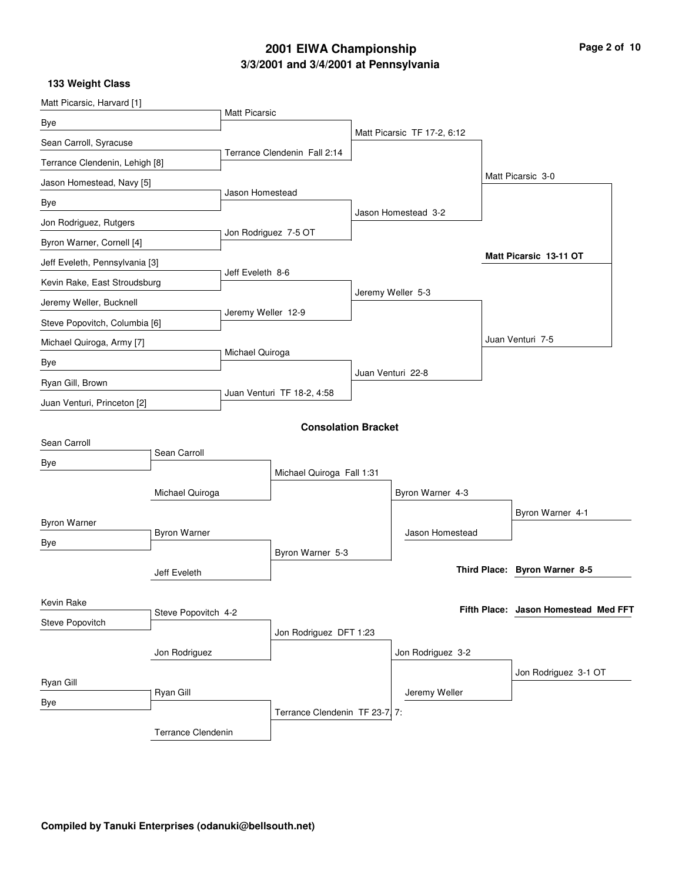# 2001 EIWA Championship

## 3/3/2001 and 3/4/2001 at Pennsylvania

### 133 Weight Class

**Championship Bracket**

| First Round | Quarterfinals | Semifinals | Finals |
|---|---|---|---|
| Matt Picarsic, Harvard [1] vs Bye | Matt Picarsic | | |
| Sean Carroll, Syracuse vs Terrance Clendenin, Lehigh [8] | Terrance Clendenin Fall 2:14 | Matt Picarsic TF 17-2, 6:12 | |
| Jason Homestead, Navy [5] vs Bye | Jason Homestead | | |
| Jon Rodriguez, Rutgers vs Byron Warner, Cornell [4] | Jon Rodriguez 7-5 OT | Jason Homestead 3-2 | Matt Picarsic 3-0 |
| Jeff Eveleth, Pennsylvania [3] vs Kevin Rake, East Stroudsburg | Jeff Eveleth 8-6 | | |
| Jeremy Weller, Bucknell vs Steve Popovitch, Columbia [6] | Jeremy Weller 12-9 | Jeremy Weller 5-3 | |
| Michael Quiroga, Army [7] vs Bye | Michael Quiroga | | |
| Ryan Gill, Brown vs Juan Venturi, Princeton [2] | Juan Venturi TF 18-2, 4:58 | Juan Venturi 22-8 | Juan Venturi 7-5 |

**Champion: Matt Picarsic 13-11 OT**

### Consolation Bracket

| Round 1 | Round 2 | Round 3 | Round 4 | Round 5 |
|---|---|---|---|---|
| Sean Carroll vs Bye | Sean Carroll vs Michael Quiroga | Michael Quiroga Fall 1:31 | | |
| Byron Warner vs Bye | Byron Warner vs Jeff Eveleth | Byron Warner 5-3 | Byron Warner 4-3 | Byron Warner 4-1 (vs Jason Homestead) |
| Kevin Rake vs Steve Popovitch | Steve Popovitch 4-2 vs Jon Rodriguez | Jon Rodriguez DFT 1:23 | | |
| Ryan Gill vs Bye | Ryan Gill vs Terrance Clendenin | Terrance Clendenin TF 23-7, 7: | Jon Rodriguez 3-2 | Jon Rodriguez 3-1 OT (vs Jeremy Weller) |

**Third Place: Byron Warner 8-5**

**Fifth Place: Jason Homestead Med FFT**

**Compiled by Tanuki Enterprises (odanuki@bellsouth.net)**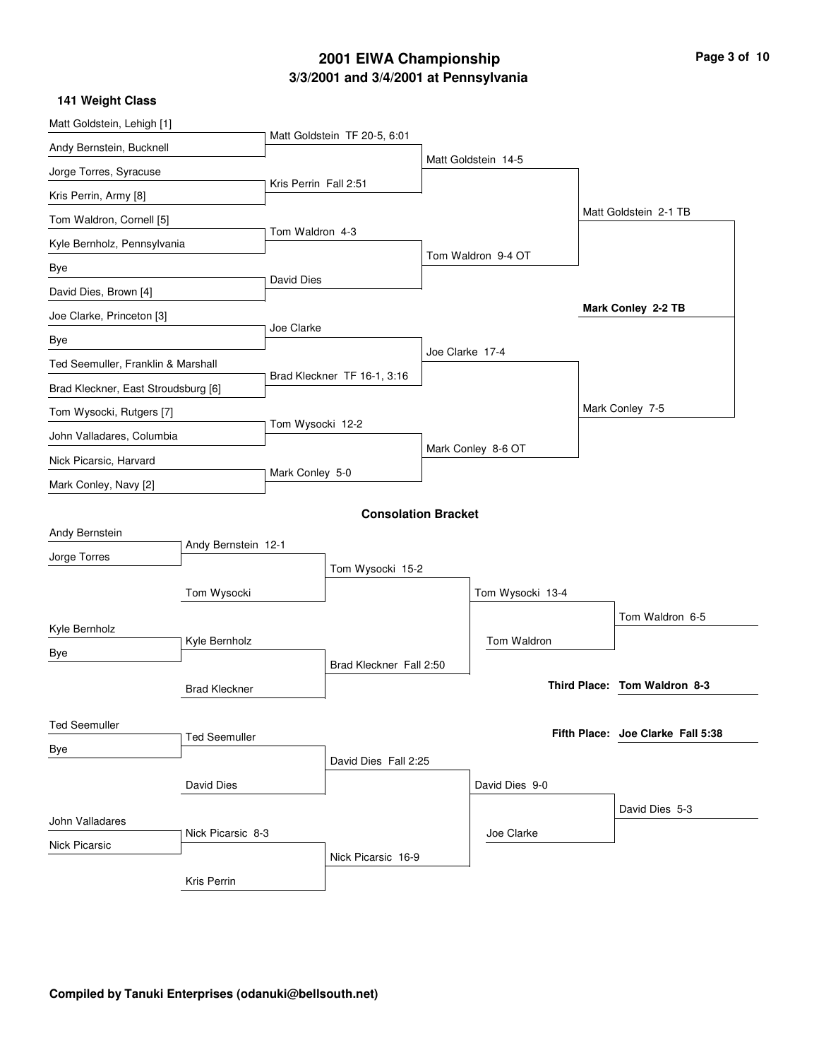# 2001 EIWA Championship

## 3/3/2001 and 3/4/2001 at Pennsylvania

### 141 Weight Class

**Championship Bracket**

| First Round | Quarterfinals | Semifinals | Finals |
|---|---|---|---|
| Matt Goldstein, Lehigh [1] | | | |
| | Matt Goldstein TF 20-5, 6:01 | | |
| Andy Bernstein, Bucknell | | | |
| | | Matt Goldstein 14-5 | |
| Jorge Torres, Syracuse | | | |
| | Kris Perrin Fall 2:51 | | |
| Kris Perrin, Army [8] | | | |
| | | | Matt Goldstein 2-1 TB |
| Tom Waldron, Cornell [5] | | | |
| | Tom Waldron 4-3 | | |
| Kyle Bernholz, Pennsylvania | | | |
| | | Tom Waldron 9-4 OT | |
| Bye | | | |
| | David Dies | | |
| David Dies, Brown [4] | | | |
| Joe Clarke, Princeton [3] | | | |
| | Joe Clarke | | |
| Bye | | | |
| | | Joe Clarke 17-4 | |
| Ted Seemuller, Franklin & Marshall | | | |
| | Brad Kleckner TF 16-1, 3:16 | | |
| Brad Kleckner, East Stroudsburg [6] | | | |
| | | | Mark Conley 7-5 |
| Tom Wysocki, Rutgers [7] | | | |
| | Tom Wysocki 12-2 | | |
| John Valladares, Columbia | | | |
| | | Mark Conley 8-6 OT | |
| Nick Picarsic, Harvard | | | |
| | Mark Conley 5-0 | | |
| Mark Conley, Navy [2] | | | |

**Champion: Mark Conley 2-2 TB**

### Consolation Bracket

| Round 1 | Round 2 | Round 3 | Semifinals | Finals |
|---|---|---|---|---|
| Andy Bernstein | | | | |
| | Andy Bernstein 12-1 | | | |
| Jorge Torres | | | | |
| | | Tom Wysocki 15-2 | | |
| | Tom Wysocki | | | |
| | | | Tom Wysocki 13-4 | |
| | | | | Tom Waldron 6-5 |
| Kyle Bernholz | | | | |
| | Kyle Bernholz | | | |
| Bye | | | | |
| | | Brad Kleckner Fall 2:50 | Tom Waldron | |
| | Brad Kleckner | | | |
| Ted Seemuller | | | | |
| | Ted Seemuller | | | |
| Bye | | | | |
| | | David Dies Fall 2:25 | | |
| | David Dies | | | |
| | | | David Dies 9-0 | |
| | | | | David Dies 5-3 |
| John Valladares | | | | |
| | Nick Picarsic 8-3 | | | |
| Nick Picarsic | | | | |
| | | Nick Picarsic 16-9 | Joe Clarke | |
| | Kris Perrin | | | |

**Third Place: Tom Waldron 8-3**

**Fifth Place: Joe Clarke Fall 5:38**

**Compiled by Tanuki Enterprises (odanuki@bellsouth.net)**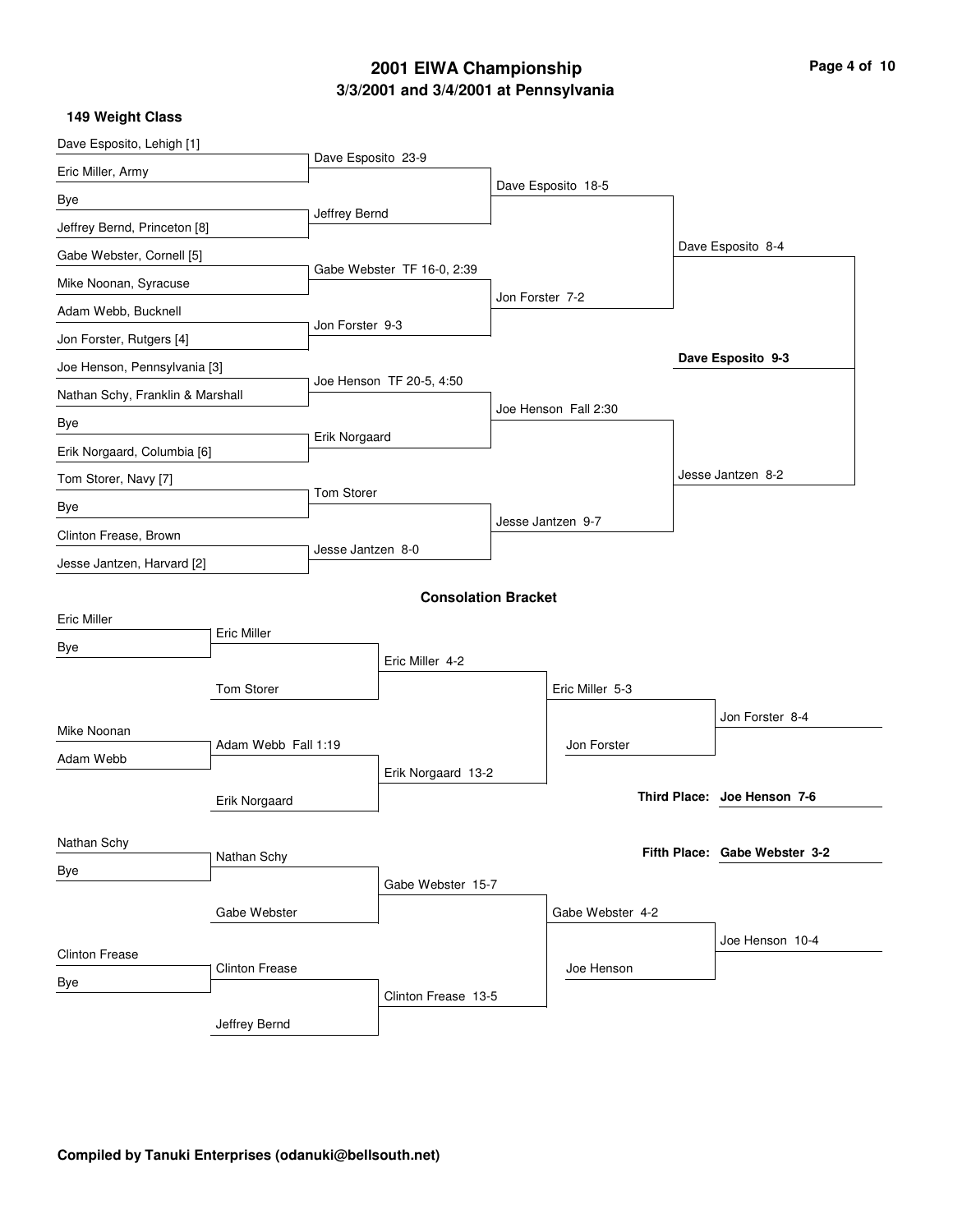# 2001 EIWA Championship

## 3/3/2001 and 3/4/2001 at Pennsylvania

### 149 Weight Class

**Championship Bracket**

| First Round | Quarterfinals | Semifinals | Finals |
|---|---|---|---|
| Dave Esposito, Lehigh [1] | Dave Esposito 23-9 | Dave Esposito 18-5 | Dave Esposito 8-4 |
| Eric Miller, Army | | | |
| Bye | Jeffrey Bernd | | |
| Jeffrey Bernd, Princeton [8] | | | |
| Gabe Webster, Cornell [5] | Gabe Webster TF 16-0, 2:39 | Jon Forster 7-2 | |
| Mike Noonan, Syracuse | | | |
| Adam Webb, Bucknell | Jon Forster 9-3 | | |
| Jon Forster, Rutgers [4] | | | |
| Joe Henson, Pennsylvania [3] | Joe Henson TF 20-5, 4:50 | Joe Henson Fall 2:30 | Jesse Jantzen 8-2 |
| Nathan Schy, Franklin & Marshall | | | |
| Bye | Erik Norgaard | | |
| Erik Norgaard, Columbia [6] | | | |
| Tom Storer, Navy [7] | Tom Storer | Jesse Jantzen 9-7 | |
| Bye | | | |
| Clinton Frease, Brown | Jesse Jantzen 8-0 | | |
| Jesse Jantzen, Harvard [2] | | | |

**Champion: Dave Esposito 9-3**

### Consolation Bracket

| Round 1 | Round 2 | Round 3 | Round 4 | Final |
|---|---|---|---|---|
| Eric Miller | Eric Miller | Eric Miller 4-2 | Eric Miller 5-3 | Jon Forster 8-4 |
| Bye | | | | |
| | Tom Storer | | | |
| Mike Noonan | Adam Webb Fall 1:19 | Erik Norgaard 13-2 | Jon Forster | |
| Adam Webb | | | | |
| | Erik Norgaard | | | |
| Nathan Schy | Nathan Schy | Gabe Webster 15-7 | Gabe Webster 4-2 | Joe Henson 10-4 |
| Bye | | | | |
| | Gabe Webster | | | |
| Clinton Frease | Clinton Frease | Clinton Frease 13-5 | Joe Henson | |
| Bye | | | | |
| | Jeffrey Bernd | | | |

**Third Place: Joe Henson 7-6**

**Fifth Place: Gabe Webster 3-2**

**Compiled by Tanuki Enterprises (odanuki@bellsouth.net)**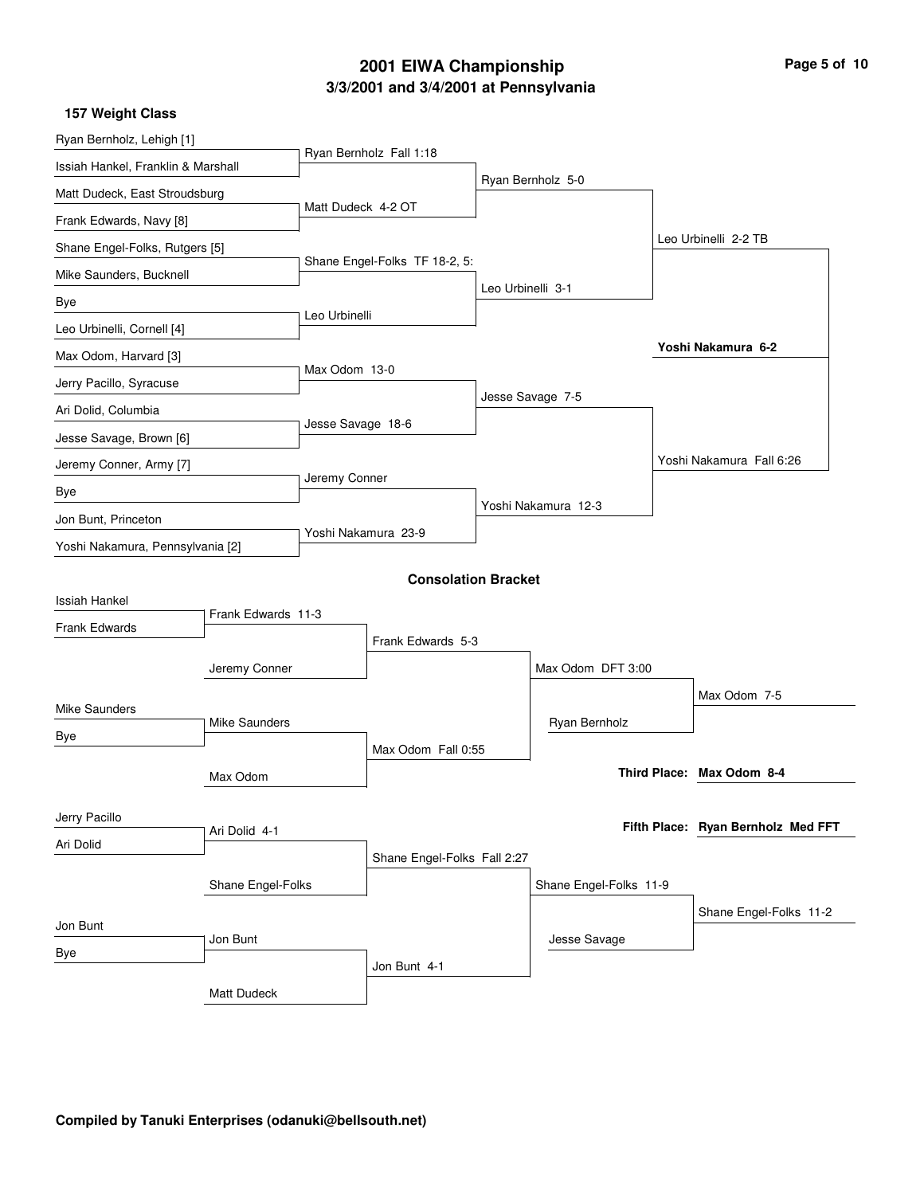# 2001 EIWA Championship

## 3/3/2001 and 3/4/2001 at Pennsylvania

### 157 Weight Class

#### Championship Bracket

**First Round**

- Ryan Bernholz, Lehigh [1] vs. Issiah Hankel, Franklin & Marshall — Ryan Bernholz Fall 1:18
- Matt Dudeck, East Stroudsburg vs. Frank Edwards, Navy [8] — Matt Dudeck 4-2 OT
- Shane Engel-Folks, Rutgers [5] vs. Mike Saunders, Bucknell — Shane Engel-Folks TF 18-2, 5:
- Bye vs. Leo Urbinelli, Cornell [4] — Leo Urbinelli
- Max Odom, Harvard [3] vs. Jerry Pacillo, Syracuse — Max Odom 13-0
- Ari Dolid, Columbia vs. Jesse Savage, Brown [6] — Jesse Savage 18-6
- Jeremy Conner, Army [7] vs. Bye — Jeremy Conner
- Jon Bunt, Princeton vs. Yoshi Nakamura, Pennsylvania [2] — Yoshi Nakamura 23-9

**Quarterfinals**

- Ryan Bernholz 5-0
- Leo Urbinelli 3-1
- Jesse Savage 7-5
- Yoshi Nakamura 12-3

**Semifinals**

- Leo Urbinelli 2-2 TB
- Yoshi Nakamura Fall 6:26

**Final**

- **Yoshi Nakamura 6-2**

#### Consolation Bracket

- Issiah Hankel vs. Frank Edwards — Frank Edwards 11-3
- Frank Edwards vs. Jeremy Conner — Frank Edwards 5-3
- Mike Saunders vs. Bye — Mike Saunders
- Mike Saunders vs. Max Odom — Max Odom Fall 0:55
- Frank Edwards vs. Max Odom — Max Odom DFT 3:00
- Max Odom vs. Ryan Bernholz — Max Odom 7-5
- Jerry Pacillo vs. Ari Dolid — Ari Dolid 4-1
- Ari Dolid vs. Shane Engel-Folks — Shane Engel-Folks Fall 2:27
- Jon Bunt vs. Bye — Jon Bunt
- Jon Bunt vs. Matt Dudeck — Jon Bunt 4-1
- Shane Engel-Folks vs. Jon Bunt — Shane Engel-Folks 11-9
- Shane Engel-Folks vs. Jesse Savage — Shane Engel-Folks 11-2

**Third Place: Max Odom 8-4**

**Fifth Place: Ryan Bernholz Med FFT**

**Compiled by Tanuki Enterprises (odanuki@bellsouth.net)**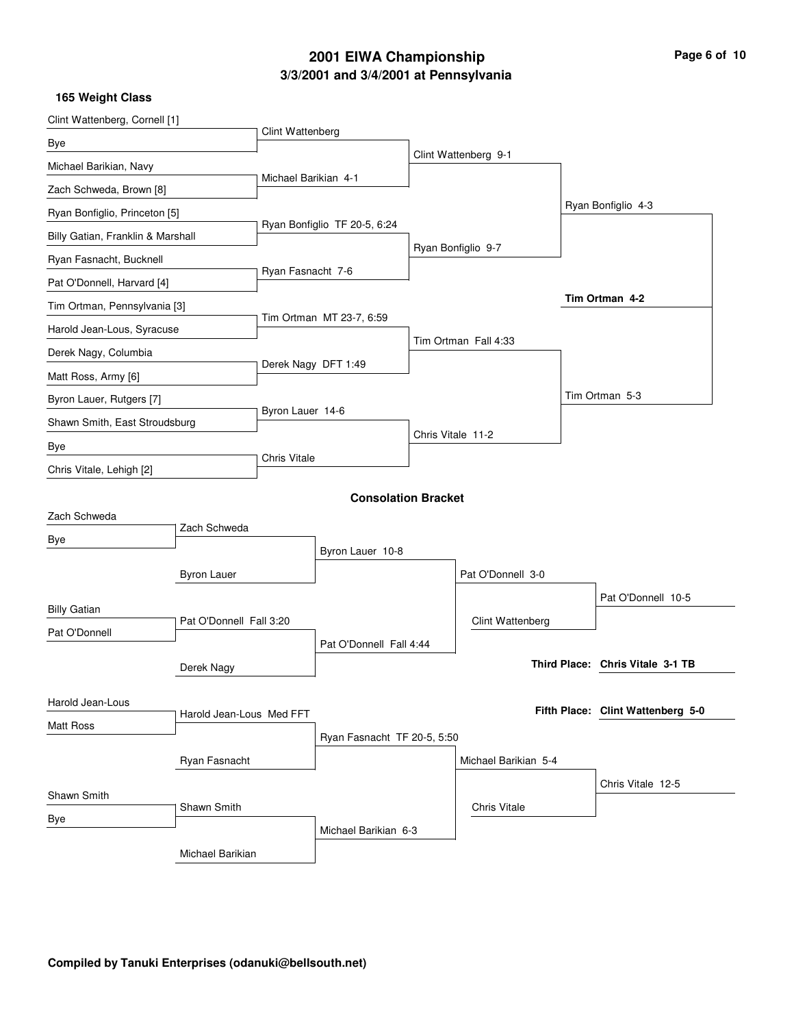# 2001 EIWA Championship

## 3/3/2001 and 3/4/2001 at Pennsylvania

### 165 Weight Class

**Championship Bracket**

First Round:
- Clint Wattenberg, Cornell [1] vs Bye — Clint Wattenberg
- Michael Barikian, Navy vs Zach Schweda, Brown [8] — Michael Barikian 4-1
- Ryan Bonfiglio, Princeton [5] vs Billy Gatian, Franklin & Marshall — Ryan Bonfiglio TF 20-5, 6:24
- Ryan Fasnacht, Bucknell vs Pat O'Donnell, Harvard [4] — Ryan Fasnacht 7-6
- Tim Ortman, Pennsylvania [3] vs Harold Jean-Lous, Syracuse — Tim Ortman MT 23-7, 6:59
- Derek Nagy, Columbia vs Matt Ross, Army [6] — Derek Nagy DFT 1:49
- Byron Lauer, Rutgers [7] vs Shawn Smith, East Stroudsburg — Byron Lauer 14-6
- Bye vs Chris Vitale, Lehigh [2] — Chris Vitale

Quarterfinals:
- Clint Wattenberg 9-1
- Ryan Bonfiglio 9-7
- Tim Ortman Fall 4:33
- Chris Vitale 11-2

Semifinals:
- Ryan Bonfiglio 4-3
- Tim Ortman 5-3

Final:
- **Tim Ortman 4-2**

### Consolation Bracket

- Zach Schweda vs Bye — Zach Schweda
- Zach Schweda vs Byron Lauer — Byron Lauer 10-8
- Billy Gatian vs Pat O'Donnell — Pat O'Donnell Fall 3:20
- Pat O'Donnell vs Derek Nagy — Pat O'Donnell Fall 4:44
- Byron Lauer vs Pat O'Donnell — Pat O'Donnell 3-0
- Pat O'Donnell vs Clint Wattenberg — Pat O'Donnell 10-5
- Harold Jean-Lous vs Matt Ross — Harold Jean-Lous Med FFT
- Harold Jean-Lous vs Ryan Fasnacht — Ryan Fasnacht TF 20-5, 5:50
- Shawn Smith vs Bye — Shawn Smith
- Shawn Smith vs Michael Barikian — Michael Barikian 6-3
- Ryan Fasnacht vs Michael Barikian — Michael Barikian 5-4
- Michael Barikian vs Chris Vitale — Chris Vitale 12-5

**Third Place: Chris Vitale 3-1 TB**

**Fifth Place: Clint Wattenberg 5-0**

**Compiled by Tanuki Enterprises (odanuki@bellsouth.net)**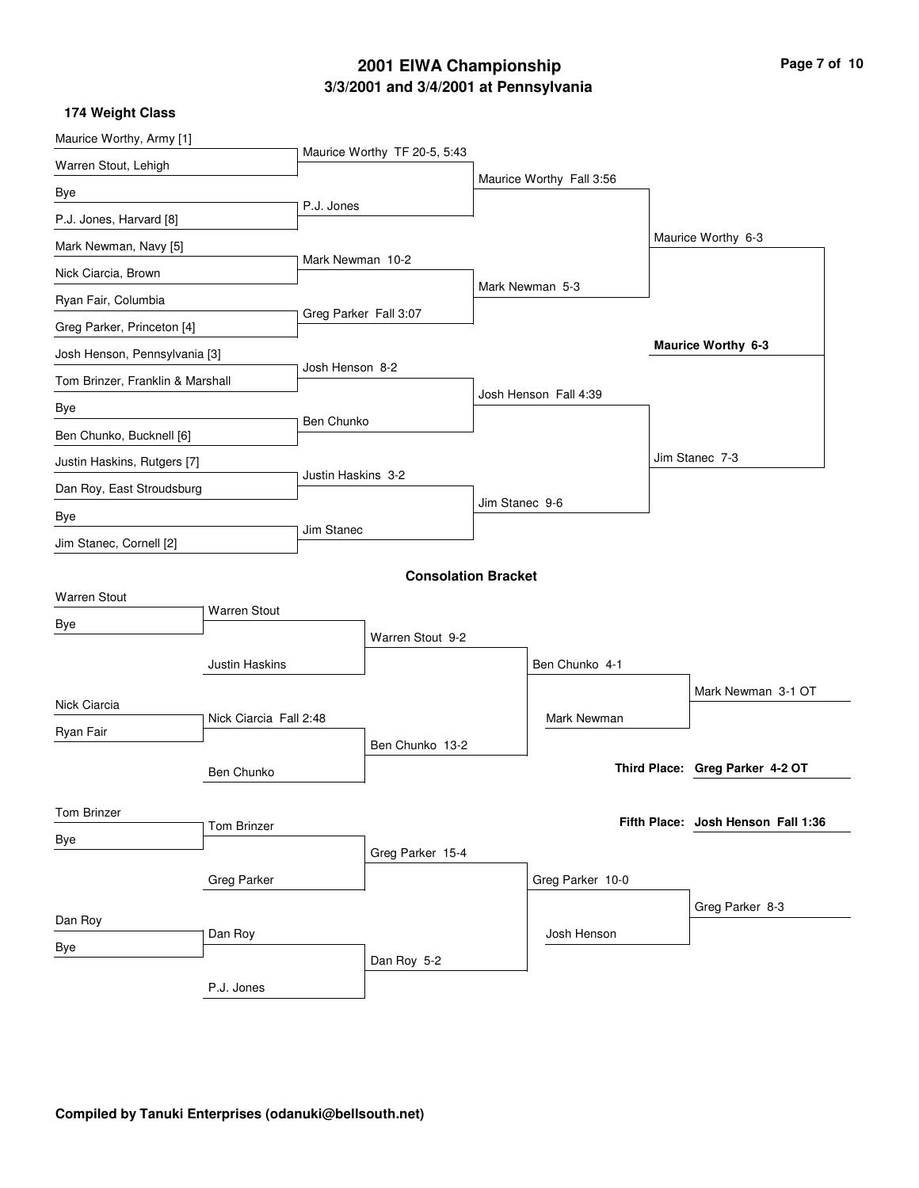# 2001 EIWA Championship

## 3/3/2001 and 3/4/2001 at Pennsylvania

### 174 Weight Class

**Championship Bracket**

| First Round | Quarterfinals | Semifinals | Finals |
|---|---|---|---|
| Maurice Worthy, Army [1] vs. Warren Stout, Lehigh | Maurice Worthy TF 20-5, 5:43 | | |
| Bye vs. P.J. Jones, Harvard [8] | P.J. Jones | Maurice Worthy Fall 3:56 | |
| Mark Newman, Navy [5] vs. Nick Ciarcia, Brown | Mark Newman 10-2 | | |
| Ryan Fair, Columbia vs. Greg Parker, Princeton [4] | Greg Parker Fall 3:07 | Mark Newman 5-3 | Maurice Worthy 6-3 |
| Josh Henson, Pennsylvania [3] vs. Tom Brinzer, Franklin & Marshall | Josh Henson 8-2 | | |
| Bye vs. Ben Chunko, Bucknell [6] | Ben Chunko | Josh Henson Fall 4:39 | |
| Justin Haskins, Rutgers [7] vs. Dan Roy, East Stroudsburg | Justin Haskins 3-2 | | |
| Bye vs. Jim Stanec, Cornell [2] | Jim Stanec | Jim Stanec 9-6 | Jim Stanec 7-3 |

**Champion: Maurice Worthy 6-3**

### Consolation Bracket

| Round 1 | Round 2 | Round 3 | Semifinals | Finals |
|---|---|---|---|---|
| Warren Stout vs. Bye | Warren Stout vs. Justin Haskins | Warren Stout 9-2 | | |
| Nick Ciarcia vs. Ryan Fair | Nick Ciarcia Fall 2:48 vs. Ben Chunko | Ben Chunko 13-2 | Ben Chunko 4-1 vs. Mark Newman | Mark Newman 3-1 OT |
| Tom Brinzer vs. Bye | Tom Brinzer vs. Greg Parker | Greg Parker 15-4 | | |
| Dan Roy vs. Bye | Dan Roy vs. P.J. Jones | Dan Roy 5-2 | Greg Parker 10-0 vs. Josh Henson | Greg Parker 8-3 |

**Third Place: Greg Parker 4-2 OT**

**Fifth Place: Josh Henson Fall 1:36**

**Compiled by Tanuki Enterprises (odanuki@bellsouth.net)**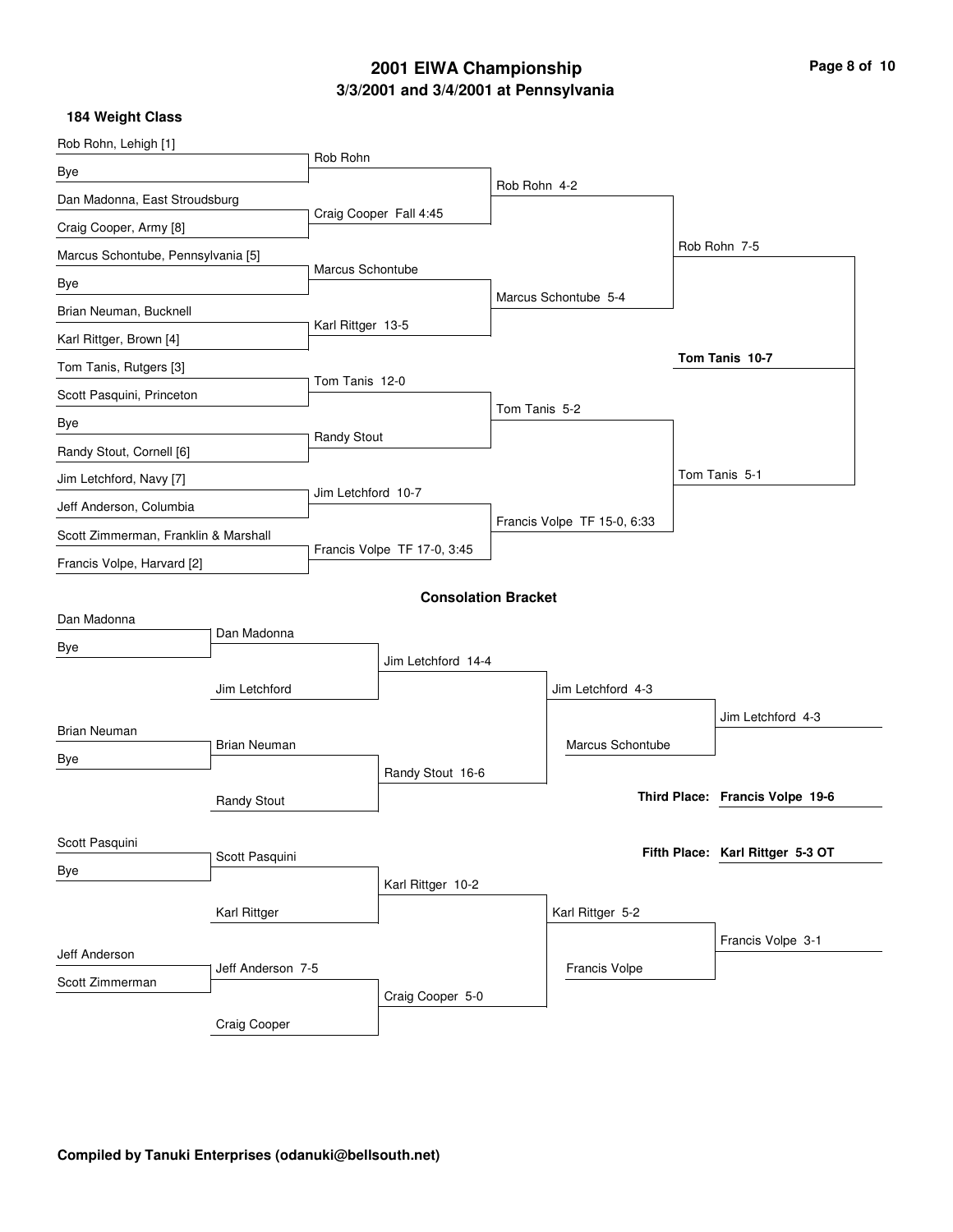# 2001 EIWA Championship

## 3/3/2001 and 3/4/2001 at Pennsylvania

### 184 Weight Class

**Championship Bracket**

| First Round | Quarterfinals | Semifinals | Finals |
|---|---|---|---|
| Rob Rohn, Lehigh [1] vs. Bye | Rob Rohn | | |
| Dan Madonna, East Stroudsburg vs. Craig Cooper, Army [8] | Craig Cooper Fall 4:45 | | |
| | | Rob Rohn 4-2 | |
| Marcus Schontube, Pennsylvania [5] vs. Bye | Marcus Schontube | | |
| Brian Neuman, Bucknell vs. Karl Rittger, Brown [4] | Karl Rittger 13-5 | | |
| | | Marcus Schontube 5-4 | |
| | | | Rob Rohn 7-5 |
| Tom Tanis, Rutgers [3] vs. Scott Pasquini, Princeton | Tom Tanis 12-0 | | |
| Bye vs. Randy Stout, Cornell [6] | Randy Stout | | |
| | | Tom Tanis 5-2 | |
| Jim Letchford, Navy [7] vs. Jeff Anderson, Columbia | Jim Letchford 10-7 | | |
| Scott Zimmerman, Franklin & Marshall vs. Francis Volpe, Harvard [2] | Francis Volpe TF 17-0, 3:45 | | |
| | | Francis Volpe TF 15-0, 6:33 | |
| | | | Tom Tanis 5-1 |

**Champion: Tom Tanis 10-7**

### Consolation Bracket

| Round 1 | Round 2 | Round 3 | Round 4 | Placement |
|---|---|---|---|---|
| Dan Madonna vs. Bye | Dan Madonna | | | |
| | Jim Letchford | Jim Letchford 14-4 | | |
| Brian Neuman vs. Bye | Brian Neuman | | | |
| | Randy Stout | Randy Stout 16-6 | | |
| | | | Jim Letchford 4-3 | |
| | | Marcus Schontube | | |
| | | | | Jim Letchford 4-3 |
| Scott Pasquini vs. Bye | Scott Pasquini | | | |
| | Karl Rittger | Karl Rittger 10-2 | | |
| Jeff Anderson vs. Scott Zimmerman | Jeff Anderson 7-5 | | | |
| | Craig Cooper | Craig Cooper 5-0 | | |
| | | | Karl Rittger 5-2 | |
| | | Francis Volpe | | |
| | | | | Francis Volpe 3-1 |

**Third Place: Francis Volpe 19-6**

**Fifth Place: Karl Rittger 5-3 OT**

**Compiled by Tanuki Enterprises (odanuki@bellsouth.net)**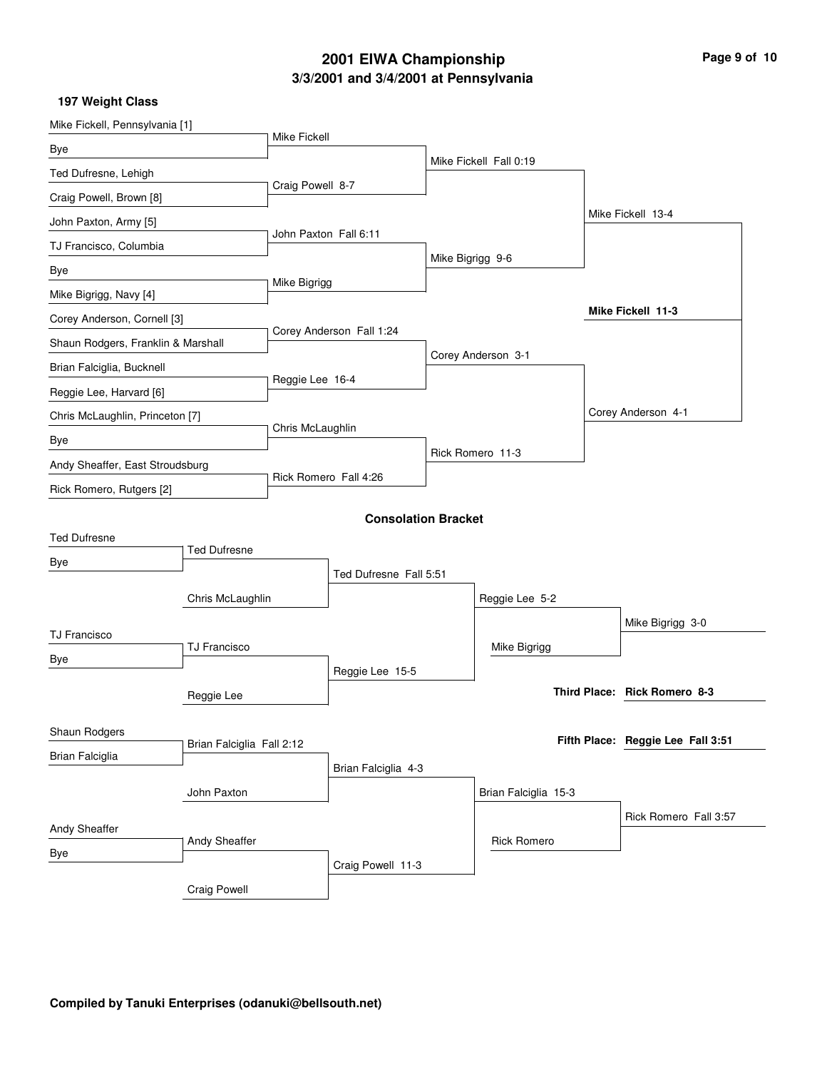# 2001 EIWA Championship

## 3/3/2001 and 3/4/2001 at Pennsylvania

### 197 Weight Class

**Championship Bracket**

| First Round | Quarterfinals | Semifinals | Finals | Champion |
|---|---|---|---|---|
| Mike Fickell, Pennsylvania [1] | | | | |
| Bye | Mike Fickell | | | |
| Ted Dufresne, Lehigh | | Mike Fickell Fall 0:19 | | |
| Craig Powell, Brown [8] | Craig Powell 8-7 | | | |
| John Paxton, Army [5] | | | Mike Fickell 13-4 | |
| TJ Francisco, Columbia | John Paxton Fall 6:11 | | | |
| Bye | | Mike Bigrigg 9-6 | | |
| Mike Bigrigg, Navy [4] | Mike Bigrigg | | | |
| Corey Anderson, Cornell [3] | | | | **Mike Fickell 11-3** |
| Shaun Rodgers, Franklin & Marshall | Corey Anderson Fall 1:24 | | | |
| Brian Falciglia, Bucknell | | Corey Anderson 3-1 | | |
| Reggie Lee, Harvard [6] | Reggie Lee 16-4 | | | |
| Chris McLaughlin, Princeton [7] | | | Corey Anderson 4-1 | |
| Bye | Chris McLaughlin | | | |
| Andy Sheaffer, East Stroudsburg | | Rick Romero 11-3 | | |
| Rick Romero, Rutgers [2] | Rick Romero Fall 4:26 | | | |

**Consolation Bracket**

| First Round | Second Round | Third Round | Quarterfinals | Semifinals / Placement |
|---|---|---|---|---|
| Ted Dufresne | | | | |
| Bye | Ted Dufresne | | | |
| | | Ted Dufresne Fall 5:51 | | |
| | Chris McLaughlin | | Reggie Lee 5-2 | |
| | | | | Mike Bigrigg 3-0 |
| TJ Francisco | | | | |
| Bye | TJ Francisco | | Mike Bigrigg | |
| | | Reggie Lee 15-5 | | |
| | Reggie Lee | | | **Third Place: Rick Romero 8-3** |
| Shaun Rodgers | | | | |
| Brian Falciglia | Brian Falciglia Fall 2:12 | | | **Fifth Place: Reggie Lee Fall 3:51** |
| | | Brian Falciglia 4-3 | | |
| | John Paxton | | Brian Falciglia 15-3 | |
| | | | | Rick Romero Fall 3:57 |
| Andy Sheaffer | | | | |
| Bye | Andy Sheaffer | | Rick Romero | |
| | | Craig Powell 11-3 | | |
| | Craig Powell | | | |

**Compiled by Tanuki Enterprises (odanuki@bellsouth.net)**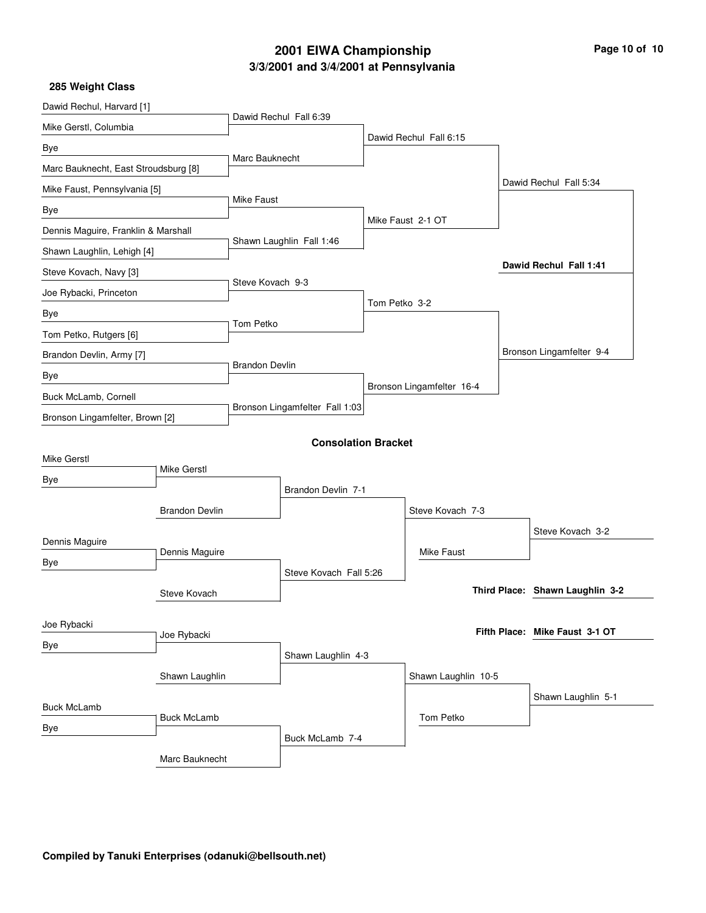# 2001 EIWA Championship

## 3/3/2001 and 3/4/2001 at Pennsylvania

### 285 Weight Class

Dawid Rechul, Harvard [1]
Mike Gerstl, Columbia
Bye
Marc Bauknecht, East Stroudsburg [8]
Mike Faust, Pennsylvania [5]
Bye
Dennis Maguire, Franklin & Marshall
Shawn Laughlin, Lehigh [4]
Steve Kovach, Navy [3]
Joe Rybacki, Princeton
Bye
Tom Petko, Rutgers [6]
Brandon Devlin, Army [7]
Bye
Buck McLamb, Cornell
Bronson Lingamfelter, Brown [2]

Dawid Rechul Fall 6:39
Marc Bauknecht
Mike Faust
Shawn Laughlin Fall 1:46
Steve Kovach 9-3
Tom Petko
Brandon Devlin
Bronson Lingamfelter Fall 1:03

Dawid Rechul Fall 6:15
Mike Faust 2-1 OT
Tom Petko 3-2
Bronson Lingamfelter 16-4

Dawid Rechul Fall 5:34
Bronson Lingamfelter 9-4

**Dawid Rechul Fall 1:41**

### Consolation Bracket

Mike Gerstl
Bye
Dennis Maguire
Bye
Joe Rybacki
Bye
Buck McLamb
Bye

Mike Gerstl
Brandon Devlin
Dennis Maguire
Steve Kovach
Joe Rybacki
Shawn Laughlin
Buck McLamb
Marc Bauknecht

Brandon Devlin 7-1
Steve Kovach Fall 5:26
Shawn Laughlin 4-3
Buck McLamb 7-4

Steve Kovach 7-3
Mike Faust
Shawn Laughlin 10-5
Tom Petko

Steve Kovach 3-2
Shawn Laughlin 5-1

**Third Place: Shawn Laughlin 3-2**

**Fifth Place: Mike Faust 3-1 OT**

**Compiled by Tanuki Enterprises (odanuki@bellsouth.net)**